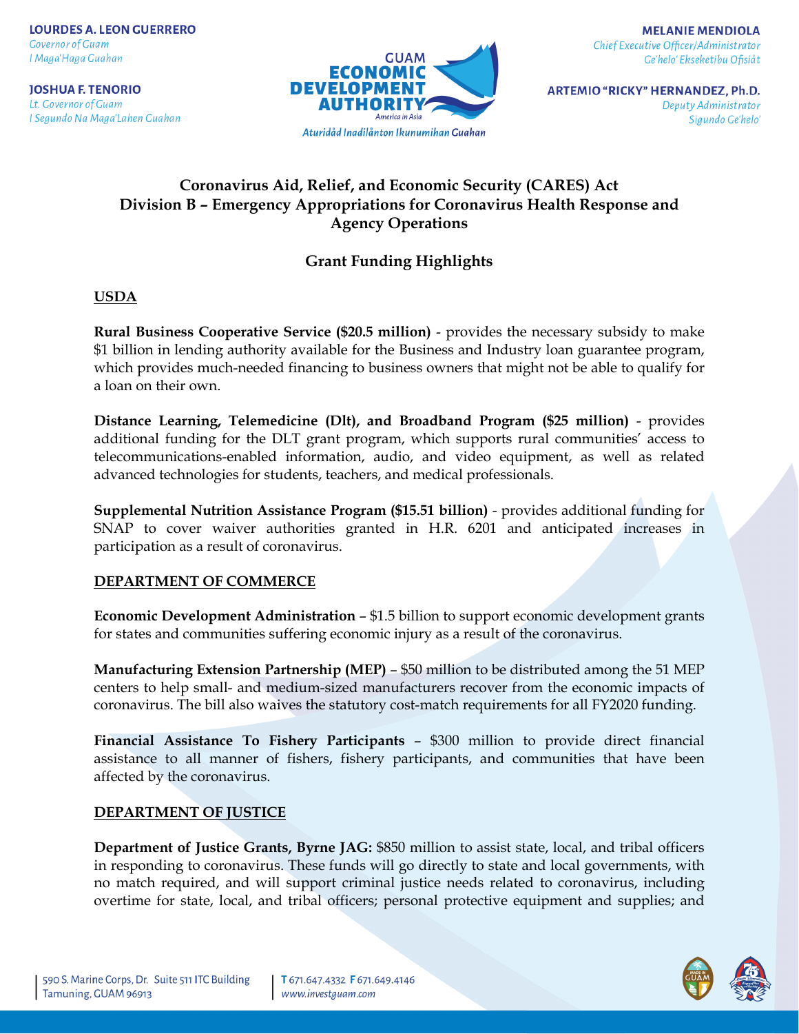LOURDES A. LEON GUERRERO
*Governor of Guam*
*I Maga'Haga Guahan*

JOSHUA F. TENORIO
*Lt. Governor of Guam*
*I Segundo Na Maga'Lahen Guahan*

GUAM ECONOMIC DEVELOPMENT AUTHORITY
America in Asia
*Aturidåd Inadilånton Ikunumihan Guahan*

MELANIE MENDIOLA
*Chief Executive Officer/Administrator*
*Ge'helo' Ekseketibu Ofisiåt*

ARTEMIO "RICKY" HERNANDEZ, Ph.D.
*Deputy Administrator*
*Sigundo Ge'helo'*

# Coronavirus Aid, Relief, and Economic Security (CARES) Act
# Division B – Emergency Appropriations for Coronavirus Health Response and Agency Operations

## Grant Funding Highlights

### USDA

**Rural Business Cooperative Service ($20.5 million)** - provides the necessary subsidy to make $1 billion in lending authority available for the Business and Industry loan guarantee program, which provides much-needed financing to business owners that might not be able to qualify for a loan on their own.

**Distance Learning, Telemedicine (Dlt), and Broadband Program ($25 million)** - provides additional funding for the DLT grant program, which supports rural communities' access to telecommunications-enabled information, audio, and video equipment, as well as related advanced technologies for students, teachers, and medical professionals.

**Supplemental Nutrition Assistance Program ($15.51 billion)** - provides additional funding for SNAP to cover waiver authorities granted in H.R. 6201 and anticipated increases in participation as a result of coronavirus.

### DEPARTMENT OF COMMERCE

**Economic Development Administration** – $1.5 billion to support economic development grants for states and communities suffering economic injury as a result of the coronavirus.

**Manufacturing Extension Partnership (MEP)** – $50 million to be distributed among the 51 MEP centers to help small- and medium-sized manufacturers recover from the economic impacts of coronavirus. The bill also waives the statutory cost-match requirements for all FY2020 funding.

**Financial Assistance To Fishery Participants** – $300 million to provide direct financial assistance to all manner of fishers, fishery participants, and communities that have been affected by the coronavirus.

### DEPARTMENT OF JUSTICE

**Department of Justice Grants, Byrne JAG:** $850 million to assist state, local, and tribal officers in responding to coronavirus. These funds will go directly to state and local governments, with no match required, and will support criminal justice needs related to coronavirus, including overtime for state, local, and tribal officers; personal protective equipment and supplies; and

590 S. Marine Corps, Dr. Suite 511 ITC Building
Tamuning, GUAM 96913

T 671.647.4332 F 671.649.4146
www.investguam.com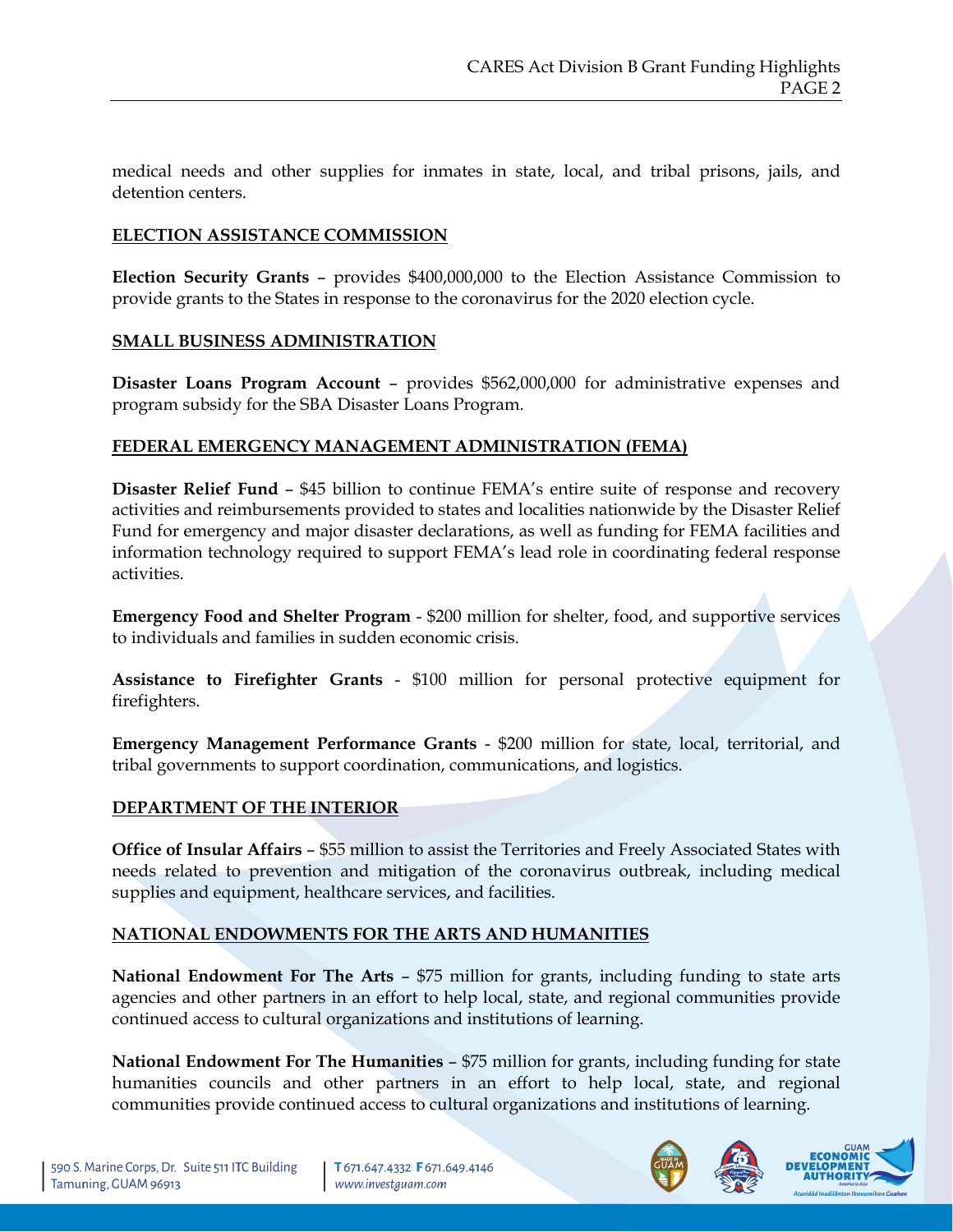medical needs and other supplies for inmates in state, local, and tribal prisons, jails, and detention centers.

## ELECTION ASSISTANCE COMMISSION

**Election Security Grants** – provides $400,000,000 to the Election Assistance Commission to provide grants to the States in response to the coronavirus for the 2020 election cycle.

## SMALL BUSINESS ADMINISTRATION

**Disaster Loans Program Account** – provides $562,000,000 for administrative expenses and program subsidy for the SBA Disaster Loans Program.

## FEDERAL EMERGENCY MANAGEMENT ADMINISTRATION (FEMA)

**Disaster Relief Fund** – $45 billion to continue FEMA's entire suite of response and recovery activities and reimbursements provided to states and localities nationwide by the Disaster Relief Fund for emergency and major disaster declarations, as well as funding for FEMA facilities and information technology required to support FEMA's lead role in coordinating federal response activities.

**Emergency Food and Shelter Program** - $200 million for shelter, food, and supportive services to individuals and families in sudden economic crisis.

**Assistance to Firefighter Grants** - $100 million for personal protective equipment for firefighters.

**Emergency Management Performance Grants** - $200 million for state, local, territorial, and tribal governments to support coordination, communications, and logistics.

## DEPARTMENT OF THE INTERIOR

**Office of Insular Affairs** – $55 million to assist the Territories and Freely Associated States with needs related to prevention and mitigation of the coronavirus outbreak, including medical supplies and equipment, healthcare services, and facilities.

## NATIONAL ENDOWMENTS FOR THE ARTS AND HUMANITIES

**National Endowment For The Arts** – $75 million for grants, including funding to state arts agencies and other partners in an effort to help local, state, and regional communities provide continued access to cultural organizations and institutions of learning.

**National Endowment For The Humanities** – $75 million for grants, including funding for state humanities councils and other partners in an effort to help local, state, and regional communities provide continued access to cultural organizations and institutions of learning.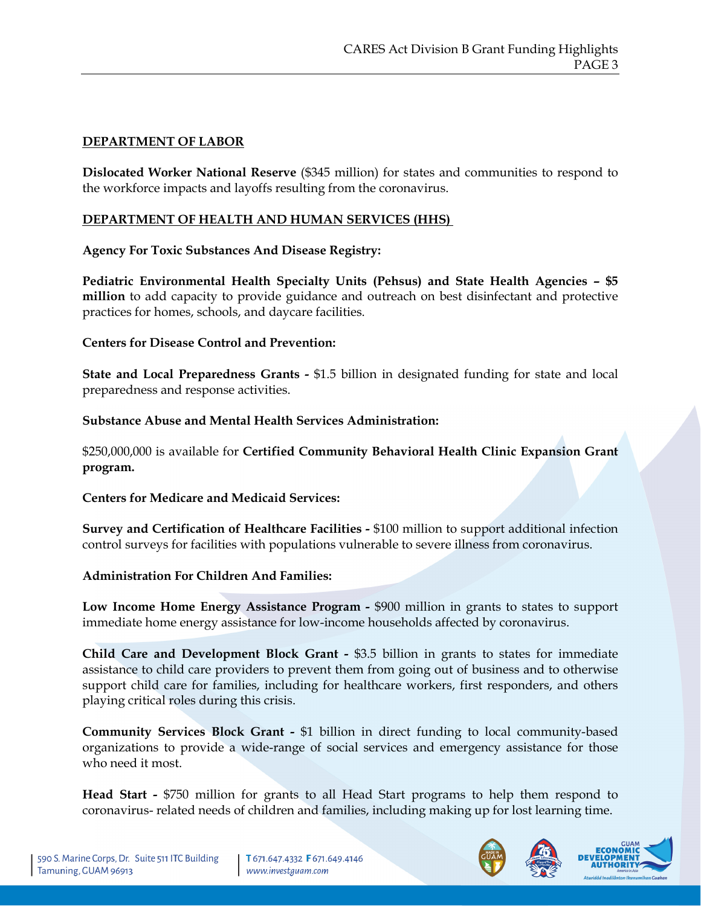**DEPARTMENT OF LABOR**

**Dislocated Worker National Reserve** ($345 million) for states and communities to respond to the workforce impacts and layoffs resulting from the coronavirus.

**DEPARTMENT OF HEALTH AND HUMAN SERVICES (HHS)**

**Agency For Toxic Substances And Disease Registry:**

**Pediatric Environmental Health Specialty Units (Pehsus) and State Health Agencies – $5 million** to add capacity to provide guidance and outreach on best disinfectant and protective practices for homes, schools, and daycare facilities.

**Centers for Disease Control and Prevention:**

**State and Local Preparedness Grants -** $1.5 billion in designated funding for state and local preparedness and response activities.

**Substance Abuse and Mental Health Services Administration:**

$250,000,000 is available for **Certified Community Behavioral Health Clinic Expansion Grant program.**

**Centers for Medicare and Medicaid Services:**

**Survey and Certification of Healthcare Facilities -** $100 million to support additional infection control surveys for facilities with populations vulnerable to severe illness from coronavirus.

**Administration For Children And Families:**

**Low Income Home Energy Assistance Program -** $900 million in grants to states to support immediate home energy assistance for low-income households affected by coronavirus.

**Child Care and Development Block Grant -** $3.5 billion in grants to states for immediate assistance to child care providers to prevent them from going out of business and to otherwise support child care for families, including for healthcare workers, first responders, and others playing critical roles during this crisis.

**Community Services Block Grant -** $1 billion in direct funding to local community-based organizations to provide a wide-range of social services and emergency assistance for those who need it most.

**Head Start -** $750 million for grants to all Head Start programs to help them respond to coronavirus- related needs of children and families, including making up for lost learning time.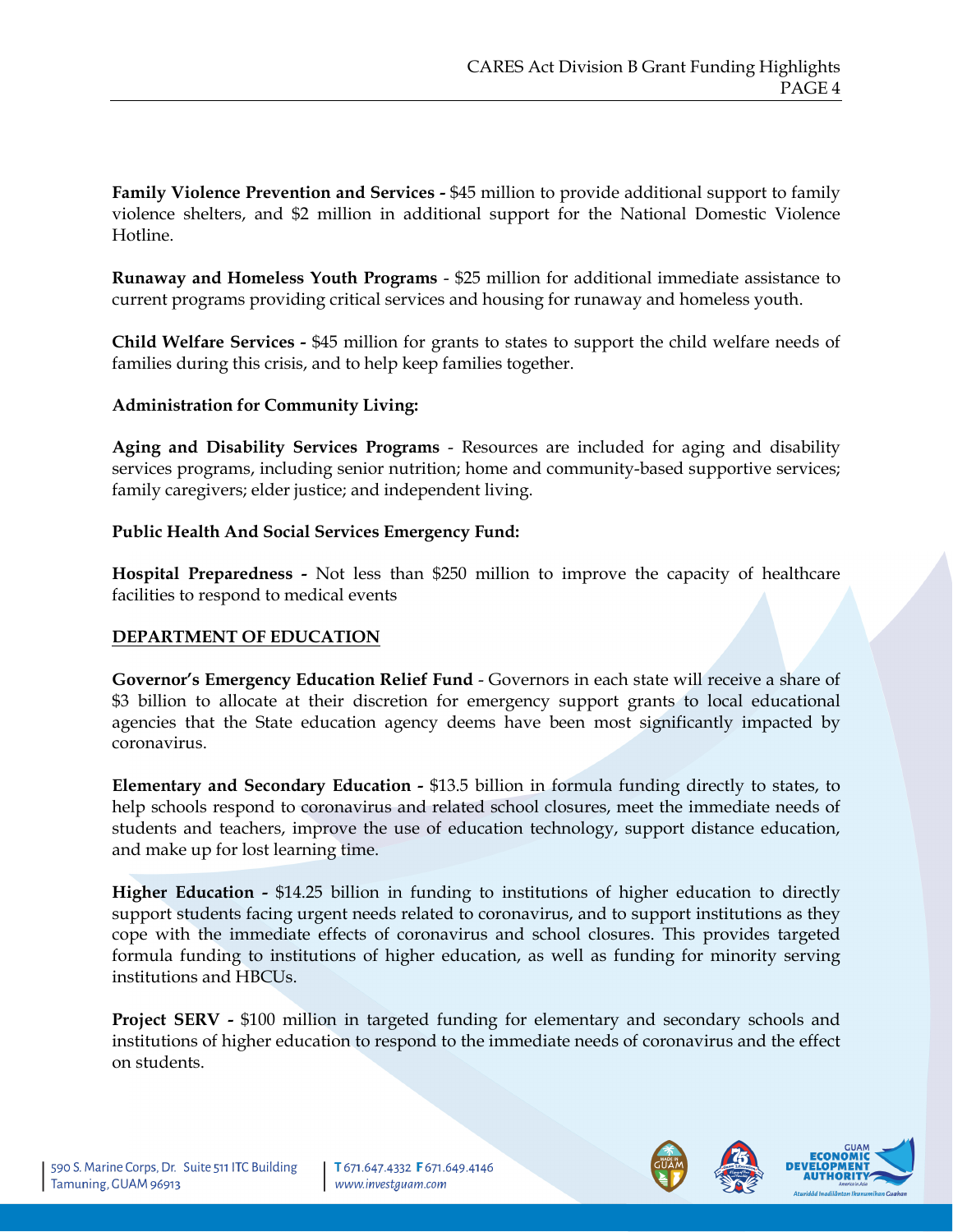**Family Violence Prevention and Services -** $45 million to provide additional support to family violence shelters, and $2 million in additional support for the National Domestic Violence Hotline.

**Runaway and Homeless Youth Programs** - $25 million for additional immediate assistance to current programs providing critical services and housing for runaway and homeless youth.

**Child Welfare Services -** $45 million for grants to states to support the child welfare needs of families during this crisis, and to help keep families together.

**Administration for Community Living:**

**Aging and Disability Services Programs** - Resources are included for aging and disability services programs, including senior nutrition; home and community-based supportive services; family caregivers; elder justice; and independent living.

**Public Health And Social Services Emergency Fund:**

**Hospital Preparedness -** Not less than $250 million to improve the capacity of healthcare facilities to respond to medical events

## DEPARTMENT OF EDUCATION

**Governor's Emergency Education Relief Fund** - Governors in each state will receive a share of $3 billion to allocate at their discretion for emergency support grants to local educational agencies that the State education agency deems have been most significantly impacted by coronavirus.

**Elementary and Secondary Education -** $13.5 billion in formula funding directly to states, to help schools respond to coronavirus and related school closures, meet the immediate needs of students and teachers, improve the use of education technology, support distance education, and make up for lost learning time.

**Higher Education -** $14.25 billion in funding to institutions of higher education to directly support students facing urgent needs related to coronavirus, and to support institutions as they cope with the immediate effects of coronavirus and school closures. This provides targeted formula funding to institutions of higher education, as well as funding for minority serving institutions and HBCUs.

**Project SERV -** $100 million in targeted funding for elementary and secondary schools and institutions of higher education to respond to the immediate needs of coronavirus and the effect on students.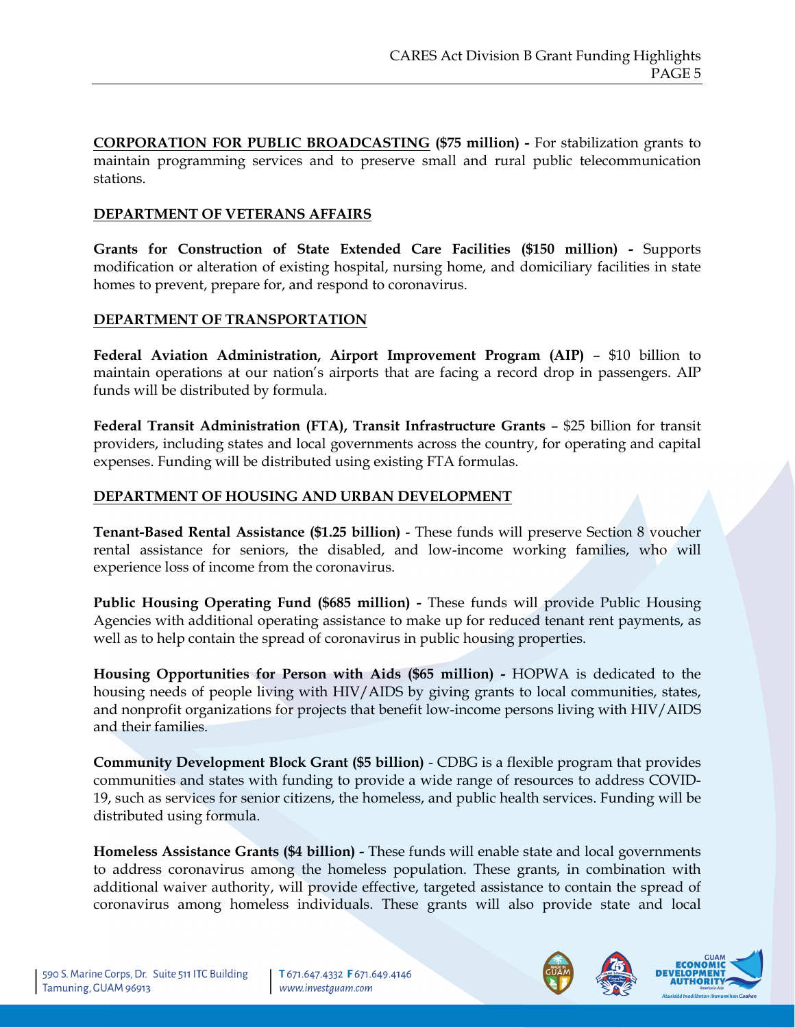**<u>CORPORATION FOR PUBLIC BROADCASTING</u> ($75 million) -** For stabilization grants to maintain programming services and to preserve small and rural public telecommunication stations.

**<u>DEPARTMENT OF VETERANS AFFAIRS</u>**

**Grants for Construction of State Extended Care Facilities ($150 million) -** Supports modification or alteration of existing hospital, nursing home, and domiciliary facilities in state homes to prevent, prepare for, and respond to coronavirus.

**<u>DEPARTMENT OF TRANSPORTATION</u>**

**Federal Aviation Administration, Airport Improvement Program (AIP)** – $10 billion to maintain operations at our nation's airports that are facing a record drop in passengers. AIP funds will be distributed by formula.

**Federal Transit Administration (FTA), Transit Infrastructure Grants** – $25 billion for transit providers, including states and local governments across the country, for operating and capital expenses. Funding will be distributed using existing FTA formulas.

**<u>DEPARTMENT OF HOUSING AND URBAN DEVELOPMENT</u>**

**Tenant-Based Rental Assistance ($1.25 billion)** - These funds will preserve Section 8 voucher rental assistance for seniors, the disabled, and low-income working families, who will experience loss of income from the coronavirus.

**Public Housing Operating Fund ($685 million) -** These funds will provide Public Housing Agencies with additional operating assistance to make up for reduced tenant rent payments, as well as to help contain the spread of coronavirus in public housing properties.

**Housing Opportunities for Person with Aids ($65 million) -** HOPWA is dedicated to the housing needs of people living with HIV/AIDS by giving grants to local communities, states, and nonprofit organizations for projects that benefit low-income persons living with HIV/AIDS and their families.

**Community Development Block Grant ($5 billion)** - CDBG is a flexible program that provides communities and states with funding to provide a wide range of resources to address COVID-19, such as services for senior citizens, the homeless, and public health services. Funding will be distributed using formula.

**Homeless Assistance Grants ($4 billion) -** These funds will enable state and local governments to address coronavirus among the homeless population. These grants, in combination with additional waiver authority, will provide effective, targeted assistance to contain the spread of coronavirus among homeless individuals. These grants will also provide state and local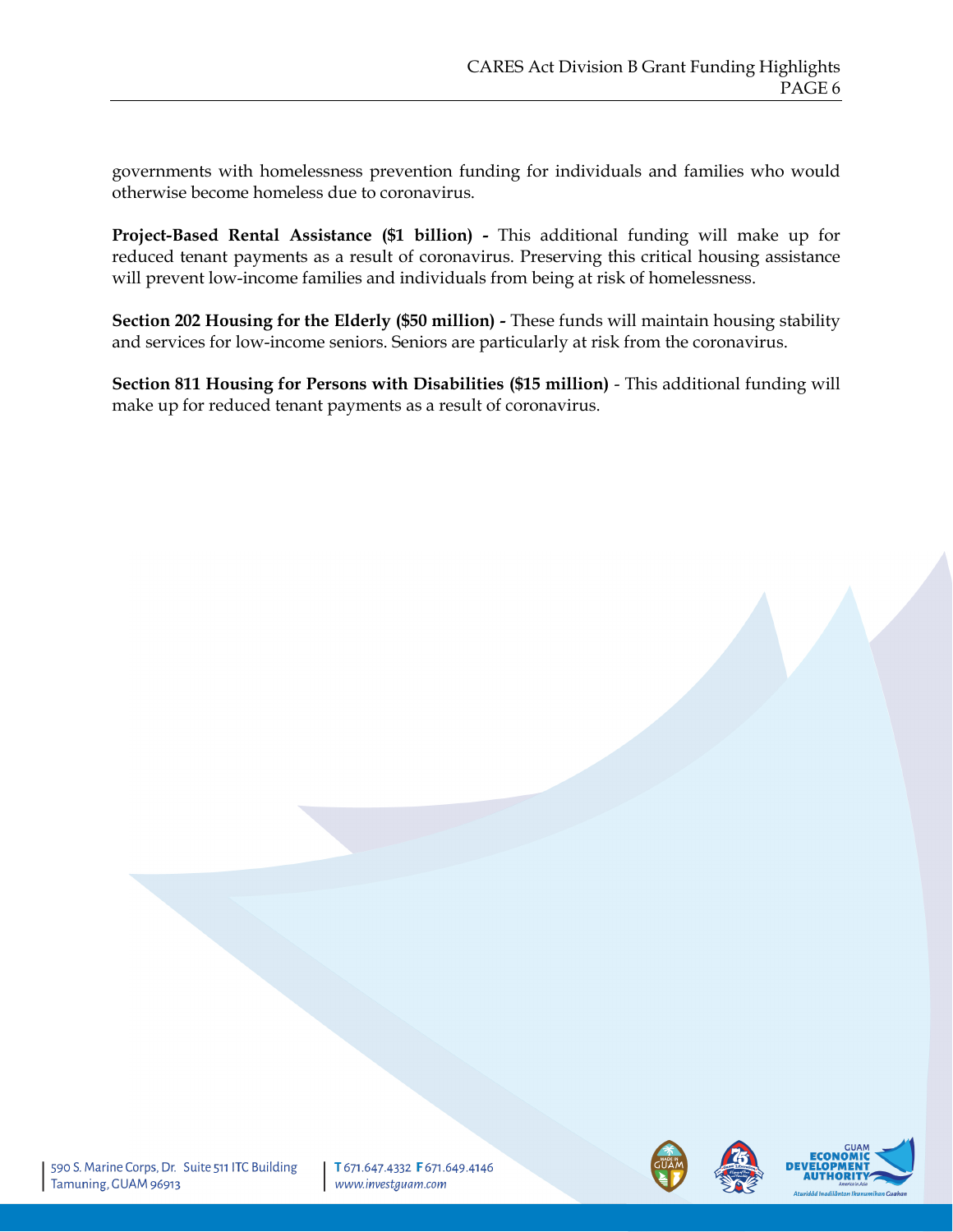governments with homelessness prevention funding for individuals and families who would otherwise become homeless due to coronavirus.

**Project-Based Rental Assistance ($1 billion) -** This additional funding will make up for reduced tenant payments as a result of coronavirus. Preserving this critical housing assistance will prevent low-income families and individuals from being at risk of homelessness.

**Section 202 Housing for the Elderly ($50 million) -** These funds will maintain housing stability and services for low-income seniors. Seniors are particularly at risk from the coronavirus.

**Section 811 Housing for Persons with Disabilities ($15 million)** - This additional funding will make up for reduced tenant payments as a result of coronavirus.